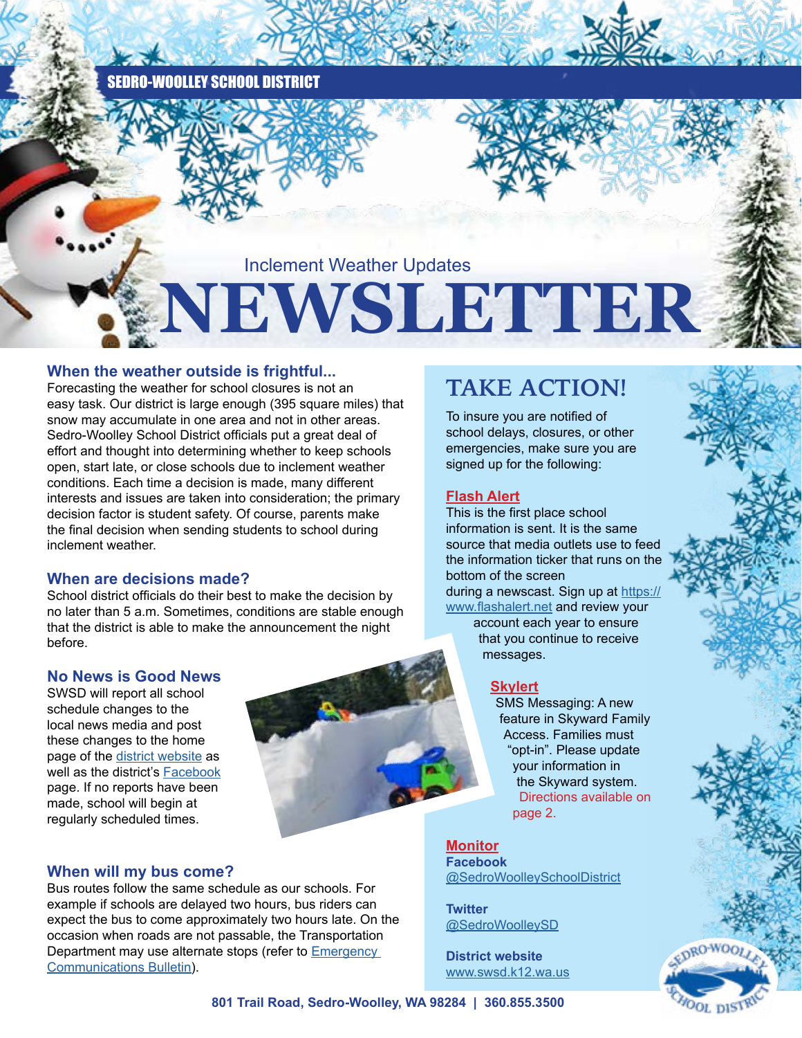SEDRO-WOOLLEY SCHOOL DISTRICT

Inclement Weather Updates

# NEWSLETTER

## When the weather outside is frightful...

Forecasting the weather for school closures is not an easy task. Our district is large enough (395 square miles) that snow may accumulate in one area and not in other areas. Sedro-Woolley School District officials put a great deal of effort and thought into determining whether to keep schools open, start late, or close schools due to inclement weather conditions. Each time a decision is made, many different interests and issues are taken into consideration; the primary decision factor is student safety. Of course, parents make the final decision when sending students to school during inclement weather.

## When are decisions made?

School district officials do their best to make the decision by no later than 5 a.m. Sometimes, conditions are stable enough that the district is able to make the announcement the night before.

## No News is Good News

SWSD will report all school schedule changes to the local news media and post these changes to the home page of the district website as well as the district's Facebook page. If no reports have been made, school will begin at regularly scheduled times.

## When will my bus come?

Bus routes follow the same schedule as our schools. For example if schools are delayed two hours, bus riders can expect the bus to come approximately two hours late. On the occasion when roads are not passable, the Transportation Department may use alternate stops (refer to Emergency Communications Bulletin).

# TAKE ACTION!

To insure you are notified of school delays, closures, or other emergencies, make sure you are signed up for the following:

### Flash Alert

This is the first place school information is sent. It is the same source that media outlets use to feed the information ticker that runs on the bottom of the screen during a newscast. Sign up at https://www.flashalert.net and review your account each year to ensure that you continue to receive messages.

### Skylert

SMS Messaging: A new feature in Skyward Family Access. Families must "opt-in". Please update your information in the Skyward system. Directions available on page 2.

### Monitor

**Facebook**
@SedroWoolleySchoolDistrict

**Twitter**
@SedroWoolleySD

**District website**
www.swsd.k12.wa.us

801 Trail Road, Sedro-Woolley, WA 98284 | 360.855.3500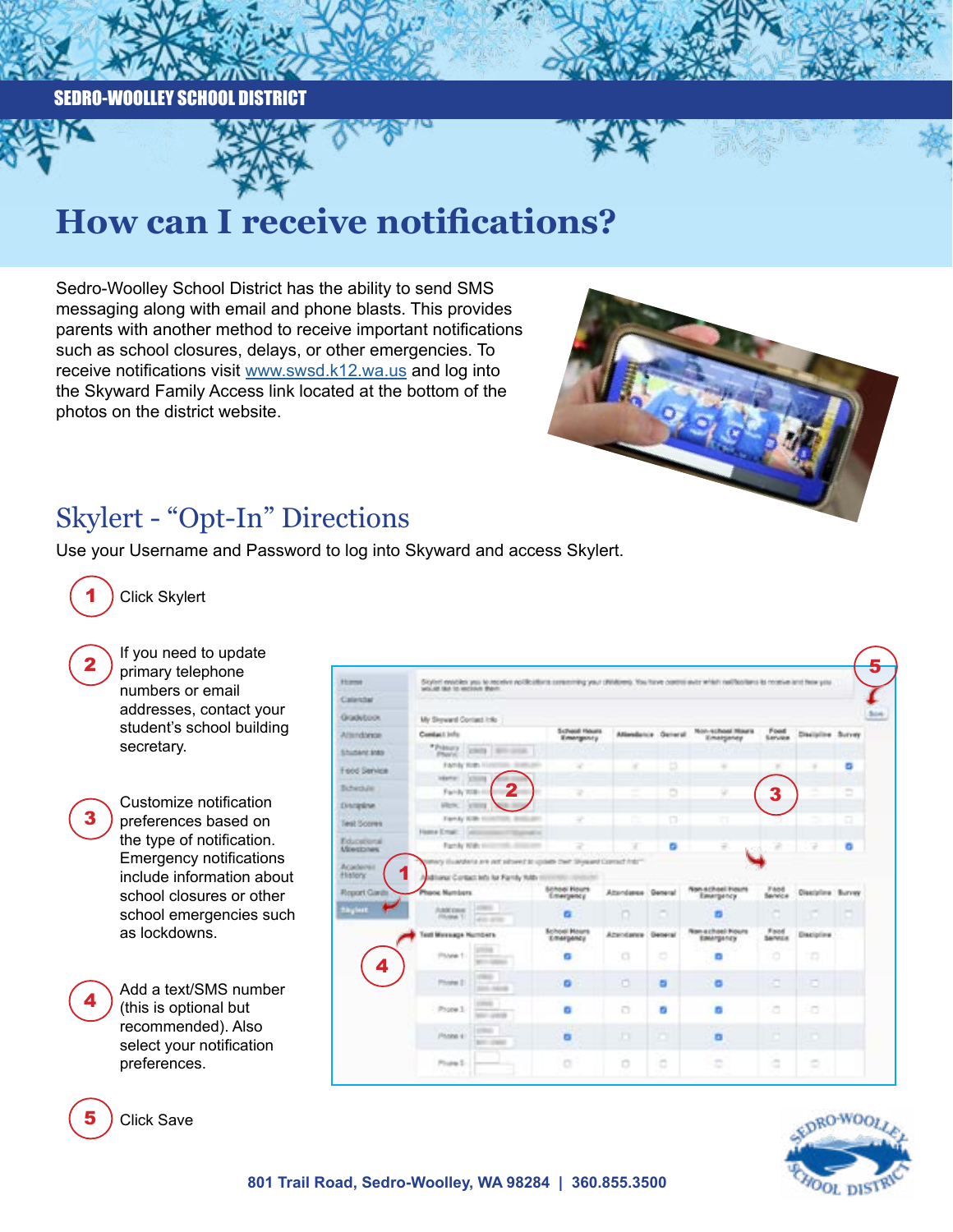SEDRO-WOOLLEY SCHOOL DISTRICT

# How can I receive notifications?

Sedro-Woolley School District has the ability to send SMS messaging along with email and phone blasts. This provides parents with another method to receive important notifications such as school closures, delays, or other emergencies. To receive notifications visit www.swsd.k12.wa.us and log into the Skyward Family Access link located at the bottom of the photos on the district website.

## Skylert - "Opt-In" Directions

Use your Username and Password to log into Skyward and access Skylert.

1. Click Skylert
2. If you need to update primary telephone numbers or email addresses, contact your student's school building secretary.
3. Customize notification preferences based on the type of notification. Emergency notifications include information about school closures or other school emergencies such as lockdowns.
4. Add a text/SMS number (this is optional but recommended). Also select your notification preferences.
5. Click Save

801 Trail Road, Sedro-Woolley, WA 98284 | 360.855.3500